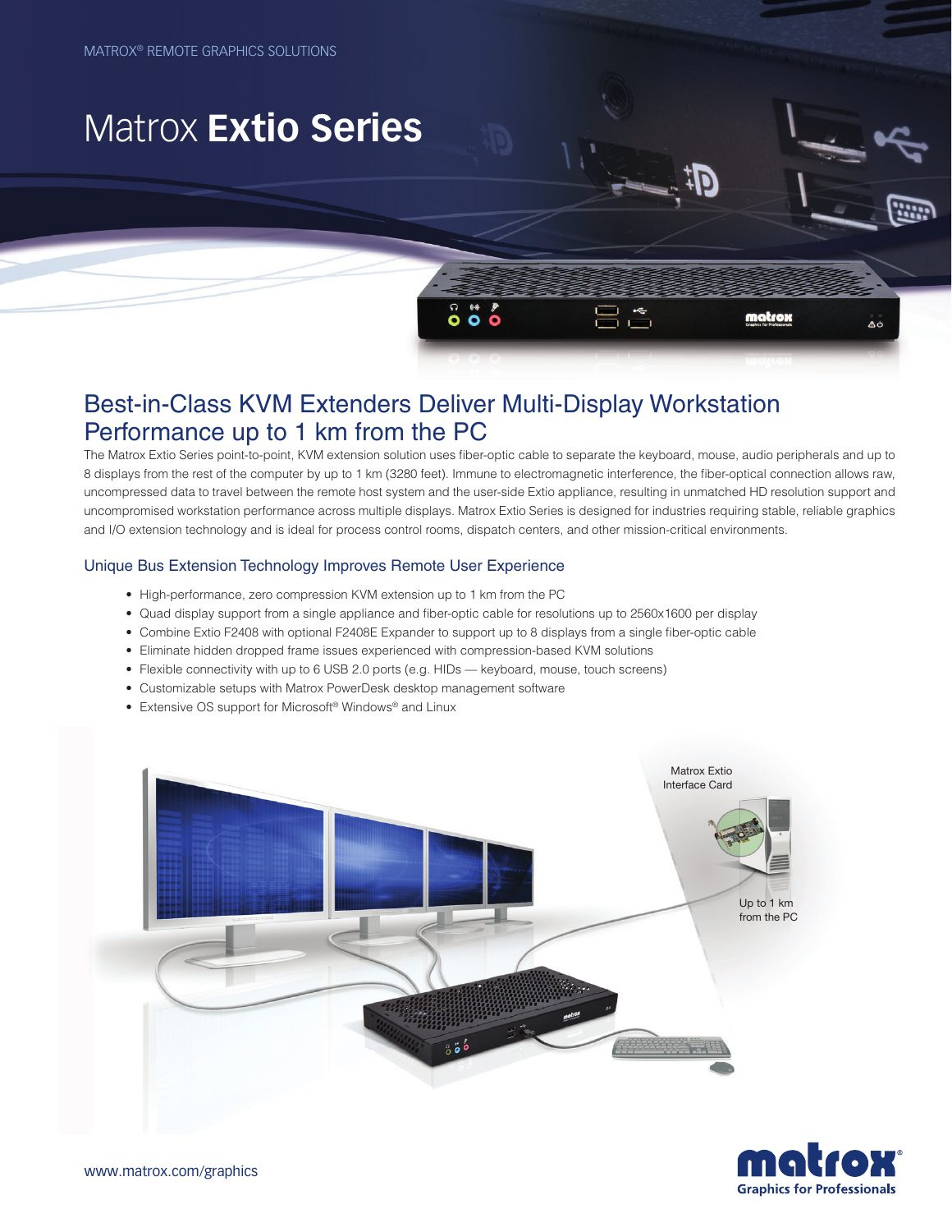MATROX® REMOTE GRAPHICS SOLUTIONS

# Matrox **Extio Series**

## Best-in-Class KVM Extenders Deliver Multi-Display Workstation Performance up to 1 km from the PC

The Matrox Extio Series point-to-point, KVM extension solution uses fiber-optic cable to separate the keyboard, mouse, audio peripherals and up to 8 displays from the rest of the computer by up to 1 km (3280 feet). Immune to electromagnetic interference, the fiber-optical connection allows raw, uncompressed data to travel between the remote host system and the user-side Extio appliance, resulting in unmatched HD resolution support and uncompromised workstation performance across multiple displays. Matrox Extio Series is designed for industries requiring stable, reliable graphics and I/O extension technology and is ideal for process control rooms, dispatch centers, and other mission-critical environments.

### Unique Bus Extension Technology Improves Remote User Experience

- High-performance, zero compression KVM extension up to 1 km from the PC
- Quad display support from a single appliance and fiber-optic cable for resolutions up to 2560x1600 per display
- Combine Extio F2408 with optional F2408E Expander to support up to 8 displays from a single fiber-optic cable
- Eliminate hidden dropped frame issues experienced with compression-based KVM solutions
- Flexible connectivity with up to 6 USB 2.0 ports (e.g. HIDs — keyboard, mouse, touch screens)
- Customizable setups with Matrox PowerDesk desktop management software
- Extensive OS support for Microsoft® Windows® and Linux

Matrox Extio Interface Card

Up to 1 km from the PC

www.matrox.com/graphics

matrox® Graphics for Professionals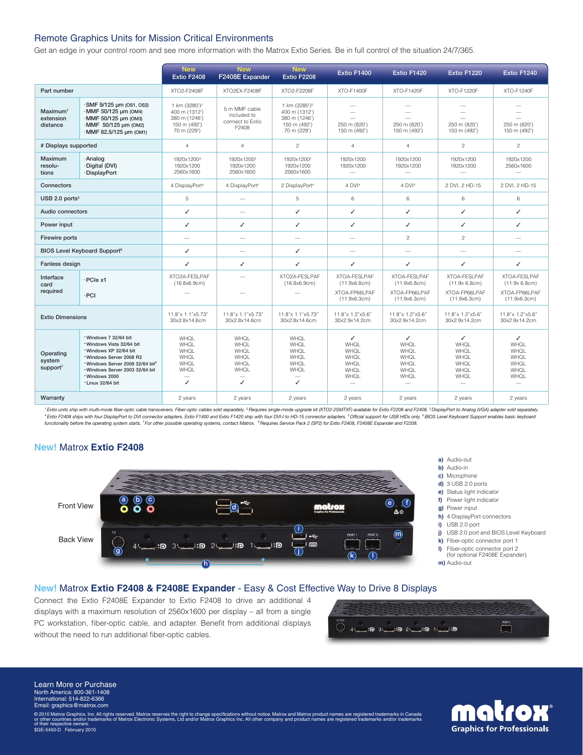## Remote Graphics Units for Mission Critical Environments

Get an edge in your control room and see more information with the Matrox Extio Series. Be in full control of the situation 24/7/365.

| | | New Extio F2408 | New F2408E Expander | New Extio F2208 | Extio F1400 | Extio F1420 | Extio F1220 | Extio F1240 |
|---|---|---|---|---|---|---|---|---|
| Part number | | XTO2-F2408F | XTO2EX-F2408F | XTO2-F2208F | XTO-F1400F | XTO-F1420F | XTO-F1220F | XTO-F1240F |
| Maximum[1] extension distance | ·SMF 9/125 µm (OS1, OS2)<br>·MMF 50/125 µm (OM4)<br>·MMF 50/125 µm (OM3)<br>·MMF 50/125 µm (OM2)<br>·MMF 62.5/125 µm (OM1) | 1 km (3280')[2]<br>400 m (1312')<br>380 m (1246')<br>150 m (492')<br>70 m (229') | 5 m MMF cable included to connect to Extio F2408 | 1 km (3280')[2]<br>400 m (1312')<br>380 m (1246')<br>150 m (492')<br>70 m (229') | —<br>—<br>—<br>250 m (820')<br>150 m (492') | —<br>—<br>—<br>250 m (820')<br>150 m (492') | —<br>—<br>—<br>250 m (820')<br>150 m (492') | —<br>—<br>—<br>250 m (820')<br>150 m (492') |
| # Displays supported | | 4 | 4 | 2 | 4 | 4 | 2 | 2 |
| Maximum resolutions | ·Analog<br>·Digital (DVI)<br>·DisplayPort | 1920x1200[3]<br>1920x1200<br>2560x1600 | 1920x1200[3]<br>1920x1200<br>2560x1600 | 1920x1200[3]<br>1920x1200<br>2560x1600 | 1920x1200<br>1920x1200<br>— | 1920x1200<br>1920x1200<br>— | 1920x1200<br>1920x1200<br>— | 1920x1200<br>2560x1600<br>— |
| Connectors | | 4 DisplayPort[4] | 4 DisplayPort[4] | 2 DisplayPort[4] | 4 DVI[4] | 4 DVI[4] | 2 DVI, 2 HD-15 | 2 DVI, 2 HD-15 |
| USB 2.0 ports[5] | | 5 | — | 5 | 6 | 6 | 6 | 6 |
| Audio connectors | | ✓ | — | ✓ | ✓ | ✓ | ✓ | ✓ |
| Power input | | ✓ | ✓ | ✓ | ✓ | ✓ | ✓ | ✓ |
| Firewire ports | | — | — | — | — | 2 | 2 | — |
| BIOS Level Keyboard Support[6] | | ✓ | — | ✓ | — | — | — | — |
| Fanless design | | ✓ | ✓ | ✓ | ✓ | ✓ | ✓ | ✓ |
| Interface card required | ·PCIe x1<br>·PCI | XTO2A-FESLPAF (16.8x6.9cm)<br>— | —<br>— | XTO2A-FESLPAF (16.8x6.9cm)<br>— | XTOA-FESLPAF (11.9x6.8cm)<br>XTOA-FP66LPAF (11.9x6.3cm) | XTOA-FESLPAF (11.9x6.8cm)<br>XTOA-FP66LPAF (11.9x6.3cm) | XTOA-FESLPAF (11.9x 6.8cm)<br>XTOA-FP66LPAF (11.9x6.3cm) | XTOA-FESLPAF (11.9x 6.8cm)<br>XTOA-FP66LPAF (11.9x6.3cm) |
| Extio Dimensions | | 11.8"x 1.1"x5.73"<br>30x2.8x14.6cm | 11.8"x 1.1"x5.73"<br>30x2.8x14.6cm | 11.8"x 1.1"x5.73"<br>30x2.8x14.6cm | 11.8"x 1.2"x5.6"<br>30x2.9x14.2cm | 11.8"x 1.2"x5.6"<br>30x2.9x14.2cm | 11.8"x 1.2"x5.6"<br>30x2.9x14.2cm | 11.8"x 1.2"x5.6"<br>30x2.9x14.2cm |
| Operating system support[7] | ·Windows 7 32/64 bit<br>·Windows Vista 32/64 bit<br>·Windows XP 32/64 bit<br>·Windows Server 2008 R2<br>·Windows Server 2008 32/64 bit[8]<br>·Windows Server 2003 32/64 bit<br>·Windows 2000<br>·Linux 32/64 bit | WHQL<br>WHQL<br>WHQL<br>WHQL<br>WHQL<br>WHQL<br>—<br>✓ | WHQL<br>WHQL<br>WHQL<br>WHQL<br>WHQL<br>WHQL<br>—<br>✓ | WHQL<br>WHQL<br>WHQL<br>WHQL<br>WHQL<br>WHQL<br>—<br>✓ | ✓<br>WHQL<br>WHQL<br>WHQL<br>WHQL<br>WHQL<br>WHQL<br>— | ✓<br>WHQL<br>WHQL<br>WHQL<br>WHQL<br>WHQL<br>WHQL<br>— | ✓<br>WHQL<br>WHQL<br>WHQL<br>WHQL<br>WHQL<br>WHQL<br>— | ✓<br>WHQL<br>WHQL<br>WHQL<br>WHQL<br>WHQL<br>WHQL<br>— |
| Warranty | | 2 years | 2 years | 2 years | 2 years | 2 years | 2 years | 2 years |

*[1] Extio units ship with multi-mode fiber-optic cable transceivers. Fiber-optic cables sold separately. [2] Requires single-mode upgrade kit (XTO2-2SMTXF) available for Extio F2208 and F2408. [3] DisplayPort to Analog (VGA) adapter sold separately. [4] Extio F2408 ships with four DisplayPort to DVI connector adapters. Extio F1400 and Extio F1420 ship with four DVI-I to HD-15 connector adapters. [5] Official support for USB HIDs only. [6] BIOS Level Keyboard Support enables basic keyboard functionality before the operating system starts. [7] For other possible operating systems, contact Matrox. [8] Requires Service Pack 2 (SP2) for Extio F2408, F2408E Expander and F2208.*

## New! Matrox Extio F2408

Front View

Back View

a) Audio-out
b) Audio-in
c) Microphone
d) 3 USB 2.0 ports
e) Status light indicator
f) Power light indicator
g) Power input
h) 4 DisplayPort connectors
i) USB 2.0 port
j) USB 2.0 port and BIOS Level Keyboard
k) Fiber-optic connector port 1
l) Fiber-optic connector port 2 (for optional F2408E Expander)
m) Audio-out

## New! Matrox Extio F2408 & F2408E Expander - Easy & Cost Effective Way to Drive 8 Displays

Connect the Extio F2408E Expander to Extio F2408 to drive an additional 4 displays with a maximum resolution of 2560x1600 per display – all from a single PC workstation, fiber-optic cable, and adapter. Benefit from additional displays without the need to run additional fiber-optic cables.

Learn More or Purchase
North America: 800-361-1408
International: 514-822-6366
Email: graphics@matrox.com

© 2010 Matrox Graphics, Inc. All rights reserved. Matrox reserves the right to change specifications without notice. Matrox and Matrox product names are registered trademarks in Canada or other countries and/or trademarks of Matrox Electronic Systems, Ltd and/or Matrox Graphics Inc. All other company and product names are registered trademarks and/or trademarks of their respective owners.
$GE-5450-D February 2010

matrox® Graphics for Professionals